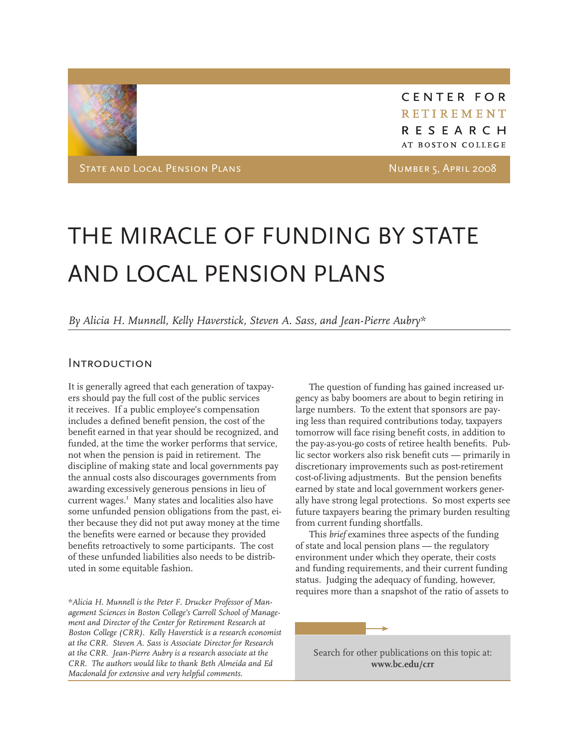CENTER FOR RETIREMENT RESEARCH AT BOSTON COLLEGE

State and Local Pension Plans — Number 5, April 2008

# THE MIRACLE OF FUNDING BY STATE AND LOCAL PENSION PLANS

*By Alicia H. Munnell, Kelly Haverstick, Steven A. Sass, and Jean-Pierre Aubry**

## Introduction

It is generally agreed that each generation of taxpayers should pay the full cost of the public services it receives. If a public employee's compensation includes a defined benefit pension, the cost of the benefit earned in that year should be recognized, and funded, at the time the worker performs that service, not when the pension is paid in retirement. The discipline of making state and local governments pay the annual costs also discourages governments from awarding excessively generous pensions in lieu of current wages.[1] Many states and localities also have some unfunded pension obligations from the past, either because they did not put away money at the time the benefits were earned or because they provided benefits retroactively to some participants. The cost of these unfunded liabilities also needs to be distributed in some equitable fashion.

The question of funding has gained increased urgency as baby boomers are about to begin retiring in large numbers. To the extent that sponsors are paying less than required contributions today, taxpayers tomorrow will face rising benefit costs, in addition to the pay-as-you-go costs of retiree health benefits. Public sector workers also risk benefit cuts — primarily in discretionary improvements such as post-retirement cost-of-living adjustments. But the pension benefits earned by state and local government workers generally have strong legal protections. So most experts see future taxpayers bearing the primary burden resulting from current funding shortfalls.

This *brief* examines three aspects of the funding of state and local pension plans — the regulatory environment under which they operate, their costs and funding requirements, and their current funding status. Judging the adequacy of funding, however, requires more than a snapshot of the ratio of assets to

*\*Alicia H. Munnell is the Peter F. Drucker Professor of Management Sciences in Boston College's Carroll School of Management and Director of the Center for Retirement Research at Boston College (CRR). Kelly Haverstick is a research economist at the CRR. Steven A. Sass is Associate Director for Research at the CRR. Jean-Pierre Aubry is a research associate at the CRR. The authors would like to thank Beth Almeida and Ed Macdonald for extensive and very helpful comments.*

Search for other publications on this topic at: **www.bc.edu/crr**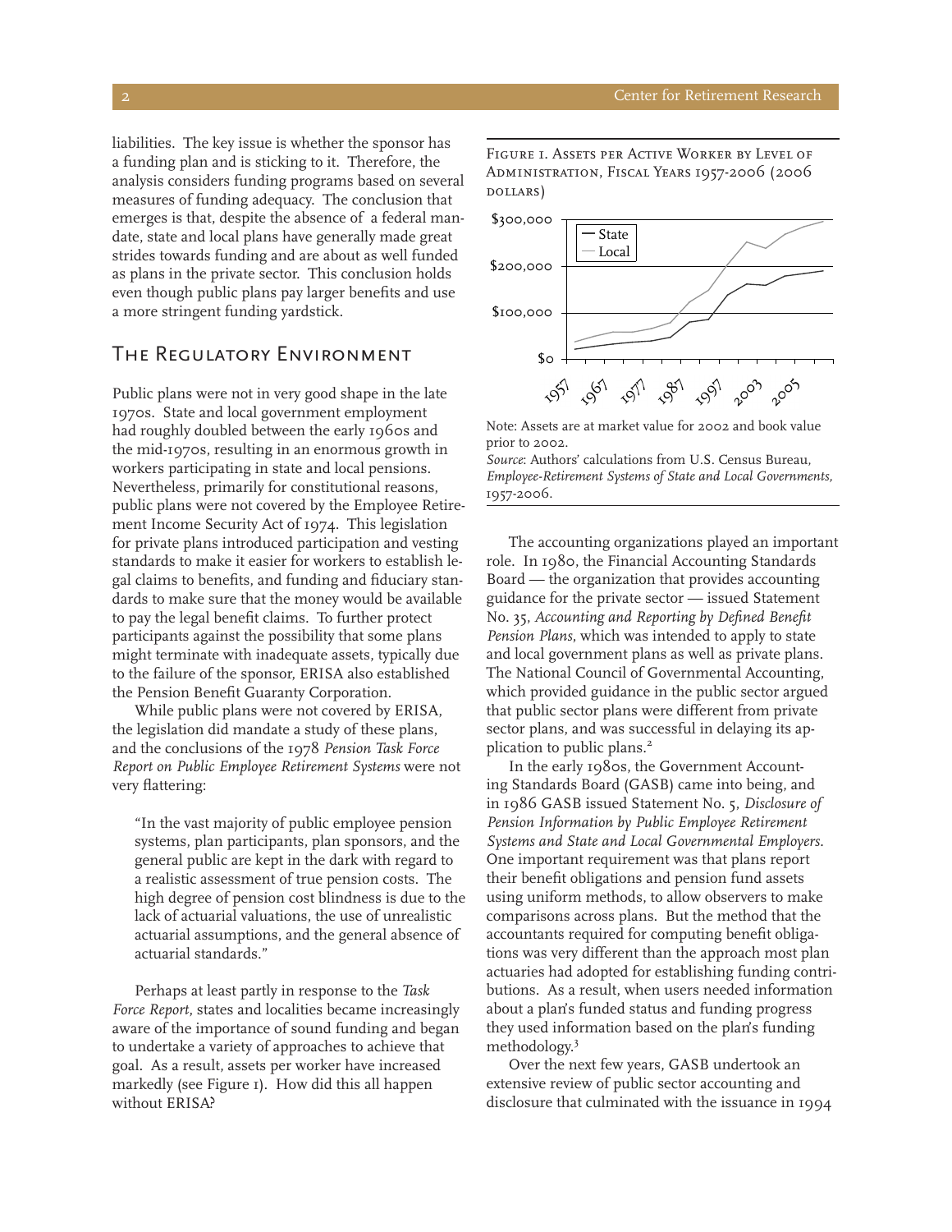liabilities. The key issue is whether the sponsor has a funding plan and is sticking to it. Therefore, the analysis considers funding programs based on several measures of funding adequacy. The conclusion that emerges is that, despite the absence of a federal mandate, state and local plans have generally made great strides towards funding and are about as well funded as plans in the private sector. This conclusion holds even though public plans pay larger benefits and use a more stringent funding yardstick.

## The Regulatory Environment

Public plans were not in very good shape in the late 1970s. State and local government employment had roughly doubled between the early 1960s and the mid-1970s, resulting in an enormous growth in workers participating in state and local pensions. Nevertheless, primarily for constitutional reasons, public plans were not covered by the Employee Retirement Income Security Act of 1974. This legislation for private plans introduced participation and vesting standards to make it easier for workers to establish legal claims to benefits, and funding and fiduciary standards to make sure that the money would be available to pay the legal benefit claims. To further protect participants against the possibility that some plans might terminate with inadequate assets, typically due to the failure of the sponsor, ERISA also established the Pension Benefit Guaranty Corporation.

While public plans were not covered by ERISA, the legislation did mandate a study of these plans, and the conclusions of the 1978 *Pension Task Force Report on Public Employee Retirement Systems* were not very flattering:

> "In the vast majority of public employee pension systems, plan participants, plan sponsors, and the general public are kept in the dark with regard to a realistic assessment of true pension costs. The high degree of pension cost blindness is due to the lack of actuarial valuations, the use of unrealistic actuarial assumptions, and the general absence of actuarial standards."

Perhaps at least partly in response to the *Task Force Report*, states and localities became increasingly aware of the importance of sound funding and began to undertake a variety of approaches to achieve that goal. As a result, assets per worker have increased markedly (see Figure 1). How did this all happen without ERISA?

Figure 1. Assets per Active Worker by Level of Administration, Fiscal Years 1957-2006 (2006 dollars)

Note: Assets are at market value for 2002 and book value prior to 2002.
*Source*: Authors' calculations from U.S. Census Bureau, *Employee-Retirement Systems of State and Local Governments,* 1957-2006.

The accounting organizations played an important role. In 1980, the Financial Accounting Standards Board — the organization that provides accounting guidance for the private sector — issued Statement No. 35, *Accounting and Reporting by Defined Benefit Pension Plans*, which was intended to apply to state and local government plans as well as private plans. The National Council of Governmental Accounting, which provided guidance in the public sector argued that public sector plans were different from private sector plans, and was successful in delaying its application to public plans.[2]

In the early 1980s, the Government Accounting Standards Board (GASB) came into being, and in 1986 GASB issued Statement No. 5, *Disclosure of Pension Information by Public Employee Retirement Systems and State and Local Governmental Employers.* One important requirement was that plans report their benefit obligations and pension fund assets using uniform methods, to allow observers to make comparisons across plans. But the method that the accountants required for computing benefit obligations was very different than the approach most plan actuaries had adopted for establishing funding contributions. As a result, when users needed information about a plan's funded status and funding progress they used information based on the plan's funding methodology.[3]

Over the next few years, GASB undertook an extensive review of public sector accounting and disclosure that culminated with the issuance in 1994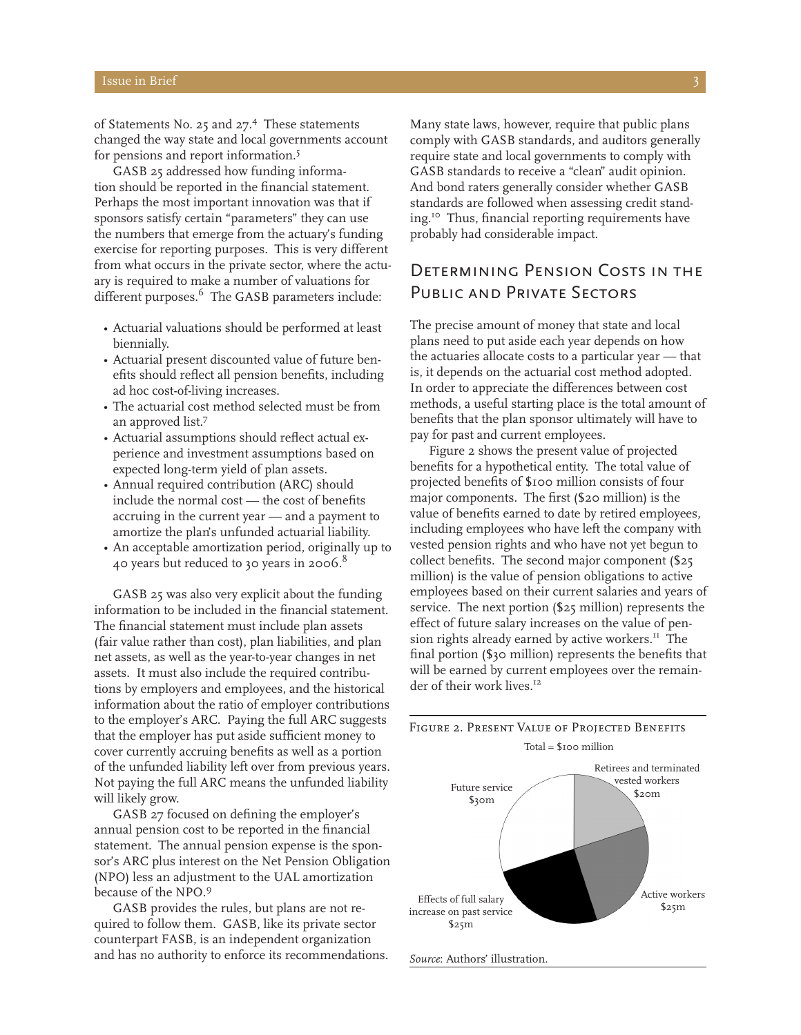of Statements No. 25 and 27.[4] These statements changed the way state and local governments account for pensions and report information.[5]

GASB 25 addressed how funding information should be reported in the financial statement. Perhaps the most important innovation was that if sponsors satisfy certain "parameters" they can use the numbers that emerge from the actuary's funding exercise for reporting purposes. This is very different from what occurs in the private sector, where the actuary is required to make a number of valuations for different purposes.[6] The GASB parameters include:

- Actuarial valuations should be performed at least biennially.
- Actuarial present discounted value of future benefits should reflect all pension benefits, including ad hoc cost-of-living increases.
- The actuarial cost method selected must be from an approved list.[7]
- Actuarial assumptions should reflect actual experience and investment assumptions based on expected long-term yield of plan assets.
- Annual required contribution (ARC) should include the normal cost — the cost of benefits accruing in the current year — and a payment to amortize the plan's unfunded actuarial liability.
- An acceptable amortization period, originally up to 40 years but reduced to 30 years in 2006.[8]

GASB 25 was also very explicit about the funding information to be included in the financial statement. The financial statement must include plan assets (fair value rather than cost), plan liabilities, and plan net assets, as well as the year-to-year changes in net assets. It must also include the required contributions by employers and employees, and the historical information about the ratio of employer contributions to the employer's ARC. Paying the full ARC suggests that the employer has put aside sufficient money to cover currently accruing benefits as well as a portion of the unfunded liability left over from previous years. Not paying the full ARC means the unfunded liability will likely grow.

GASB 27 focused on defining the employer's annual pension cost to be reported in the financial statement. The annual pension expense is the sponsor's ARC plus interest on the Net Pension Obligation (NPO) less an adjustment to the UAL amortization because of the NPO.[9]

GASB provides the rules, but plans are not required to follow them. GASB, like its private sector counterpart FASB, is an independent organization and has no authority to enforce its recommendations. Many state laws, however, require that public plans comply with GASB standards, and auditors generally require state and local governments to comply with GASB standards to receive a "clean" audit opinion. And bond raters generally consider whether GASB standards are followed when assessing credit standing.[10] Thus, financial reporting requirements have probably had considerable impact.

## Determining Pension Costs in the Public and Private Sectors

The precise amount of money that state and local plans need to put aside each year depends on how the actuaries allocate costs to a particular year — that is, it depends on the actuarial cost method adopted. In order to appreciate the differences between cost methods, a useful starting place is the total amount of benefits that the plan sponsor ultimately will have to pay for past and current employees.

Figure 2 shows the present value of projected benefits for a hypothetical entity. The total value of projected benefits of $100 million consists of four major components. The first ($20 million) is the value of benefits earned to date by retired employees, including employees who have left the company with vested pension rights and who have not yet begun to collect benefits. The second major component ($25 million) is the value of pension obligations to active employees based on their current salaries and years of service. The next portion ($25 million) represents the effect of future salary increases on the value of pension rights already earned by active workers.[11] The final portion ($30 million) represents the benefits that will be earned by current employees over the remainder of their work lives.[12]

Figure 2. Present Value of Projected Benefits

Total = $100 million

| Component | Value |
|---|---|
| Retirees and terminated vested workers | $20m |
| Active workers | $25m |
| Effects of full salary increase on past service | $25m |
| Future service | $30m |

*Source*: Authors' illustration.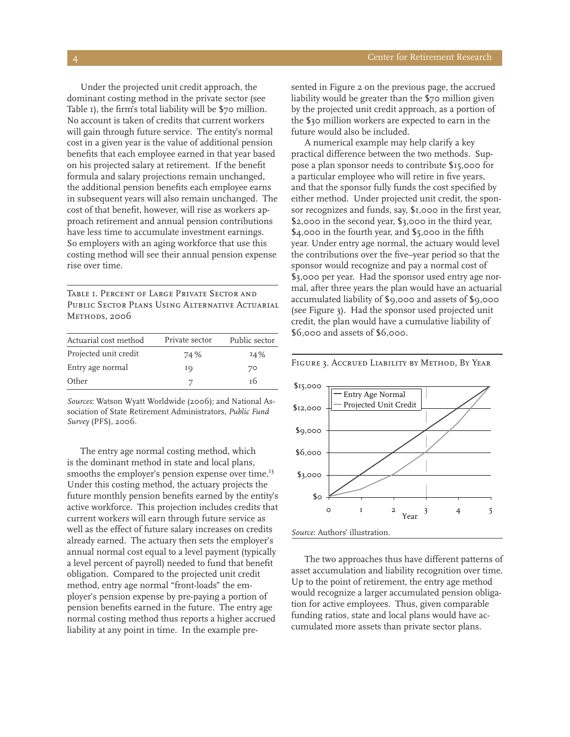Under the projected unit credit approach, the dominant costing method in the private sector (see Table 1), the firm's total liability will be $70 million. No account is taken of credits that current workers will gain through future service. The entity's normal cost in a given year is the value of additional pension benefits that each employee earned in that year based on his projected salary at retirement. If the benefit formula and salary projections remain unchanged, the additional pension benefits each employee earns in subsequent years will also remain unchanged. The cost of that benefit, however, will rise as workers approach retirement and annual pension contributions have less time to accumulate investment earnings. So employers with an aging workforce that use this costing method will see their annual pension expense rise over time.

Table 1. Percent of Large Private Sector and Public Sector Plans Using Alternative Actuarial Methods, 2006

| Actuarial cost method | Private sector | Public sector |
| --- | --- | --- |
| Projected unit credit | 74% | 14% |
| Entry age normal | 19 | 70 |
| Other | 7 | 16 |

*Sources*: Watson Wyatt Worldwide (2006); and National Association of State Retirement Administrators, *Public Fund Survey* (PFS), 2006.

The entry age normal costing method, which is the dominant method in state and local plans, smooths the employer's pension expense over time.[13] Under this costing method, the actuary projects the future monthly pension benefits earned by the entity's active workforce. This projection includes credits that current workers will earn through future service as well as the effect of future salary increases on credits already earned. The actuary then sets the employer's annual normal cost equal to a level payment (typically a level percent of payroll) needed to fund that benefit obligation. Compared to the projected unit credit method, entry age normal "front-loads" the employer's pension expense by pre-paying a portion of pension benefits earned in the future. The entry age normal costing method thus reports a higher accrued liability at any point in time. In the example presented in Figure 2 on the previous page, the accrued liability would be greater than the $70 million given by the projected unit credit approach, as a portion of the $30 million workers are expected to earn in the future would also be included.

A numerical example may help clarify a key practical difference between the two methods. Suppose a plan sponsor needs to contribute $15,000 for a particular employee who will retire in five years, and that the sponsor fully funds the cost specified by either method. Under projected unit credit, the sponsor recognizes and funds, say, $1,000 in the first year, $2,000 in the second year, $3,000 in the third year, $4,000 in the fourth year, and $5,000 in the fifth year. Under entry age normal, the actuary would level the contributions over the five–year period so that the sponsor would recognize and pay a normal cost of $3,000 per year. Had the sponsor used entry age normal, after three years the plan would have an actuarial accumulated liability of $9,000 and assets of $9,000 (see Figure 3). Had the sponsor used projected unit credit, the plan would have a cumulative liability of $6,000 and assets of $6,000.

Figure 3. Accrued Liability by Method, By Year

*Source*: Authors' illustration.

The two approaches thus have different patterns of asset accumulation and liability recognition over time. Up to the point of retirement, the entry age method would recognize a larger accumulated pension obligation for active employees. Thus, given comparable funding ratios, state and local plans would have accumulated more assets than private sector plans.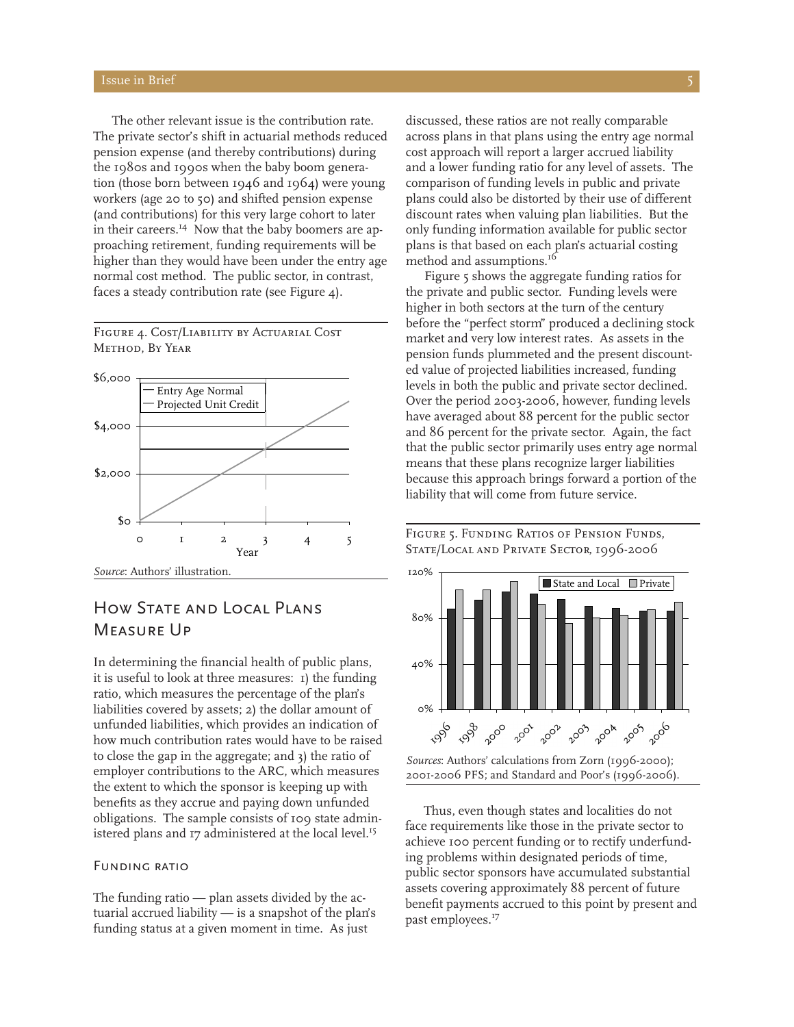The other relevant issue is the contribution rate. The private sector's shift in actuarial methods reduced pension expense (and thereby contributions) during the 1980s and 1990s when the baby boom generation (those born between 1946 and 1964) were young workers (age 20 to 50) and shifted pension expense (and contributions) for this very large cohort to later in their careers.[14] Now that the baby boomers are approaching retirement, funding requirements will be higher than they would have been under the entry age normal cost method. The public sector, in contrast, faces a steady contribution rate (see Figure 4).

Figure 4. Cost/Liability by Actuarial Cost Method, By Year

*Source*: Authors' illustration.

## How State and Local Plans Measure Up

In determining the financial health of public plans, it is useful to look at three measures: 1) the funding ratio, which measures the percentage of the plan's liabilities covered by assets; 2) the dollar amount of unfunded liabilities, which provides an indication of how much contribution rates would have to be raised to close the gap in the aggregate; and 3) the ratio of employer contributions to the ARC, which measures the extent to which the sponsor is keeping up with benefits as they accrue and paying down unfunded obligations. The sample consists of 109 state administered plans and 17 administered at the local level.[15]

### Funding ratio

The funding ratio — plan assets divided by the actuarial accrued liability — is a snapshot of the plan's funding status at a given moment in time. As just discussed, these ratios are not really comparable across plans in that plans using the entry age normal cost approach will report a larger accrued liability and a lower funding ratio for any level of assets. The comparison of funding levels in public and private plans could also be distorted by their use of different discount rates when valuing plan liabilities. But the only funding information available for public sector plans is that based on each plan's actuarial costing method and assumptions.[16]

Figure 5 shows the aggregate funding ratios for the private and public sector. Funding levels were higher in both sectors at the turn of the century before the "perfect storm" produced a declining stock market and very low interest rates. As assets in the pension funds plummeted and the present discounted value of projected liabilities increased, funding levels in both the public and private sector declined. Over the period 2003-2006, however, funding levels have averaged about 88 percent for the public sector and 86 percent for the private sector. Again, the fact that the public sector primarily uses entry age normal means that these plans recognize larger liabilities because this approach brings forward a portion of the liability that will come from future service.

Figure 5. Funding Ratios of Pension Funds, State/Local and Private Sector, 1996-2006

*Sources*: Authors' calculations from Zorn (1996-2000); 2001-2006 PFS; and Standard and Poor's (1996-2006).

Thus, even though states and localities do not face requirements like those in the private sector to achieve 100 percent funding or to rectify underfunding problems within designated periods of time, public sector sponsors have accumulated substantial assets covering approximately 88 percent of future benefit payments accrued to this point by present and past employees.[17]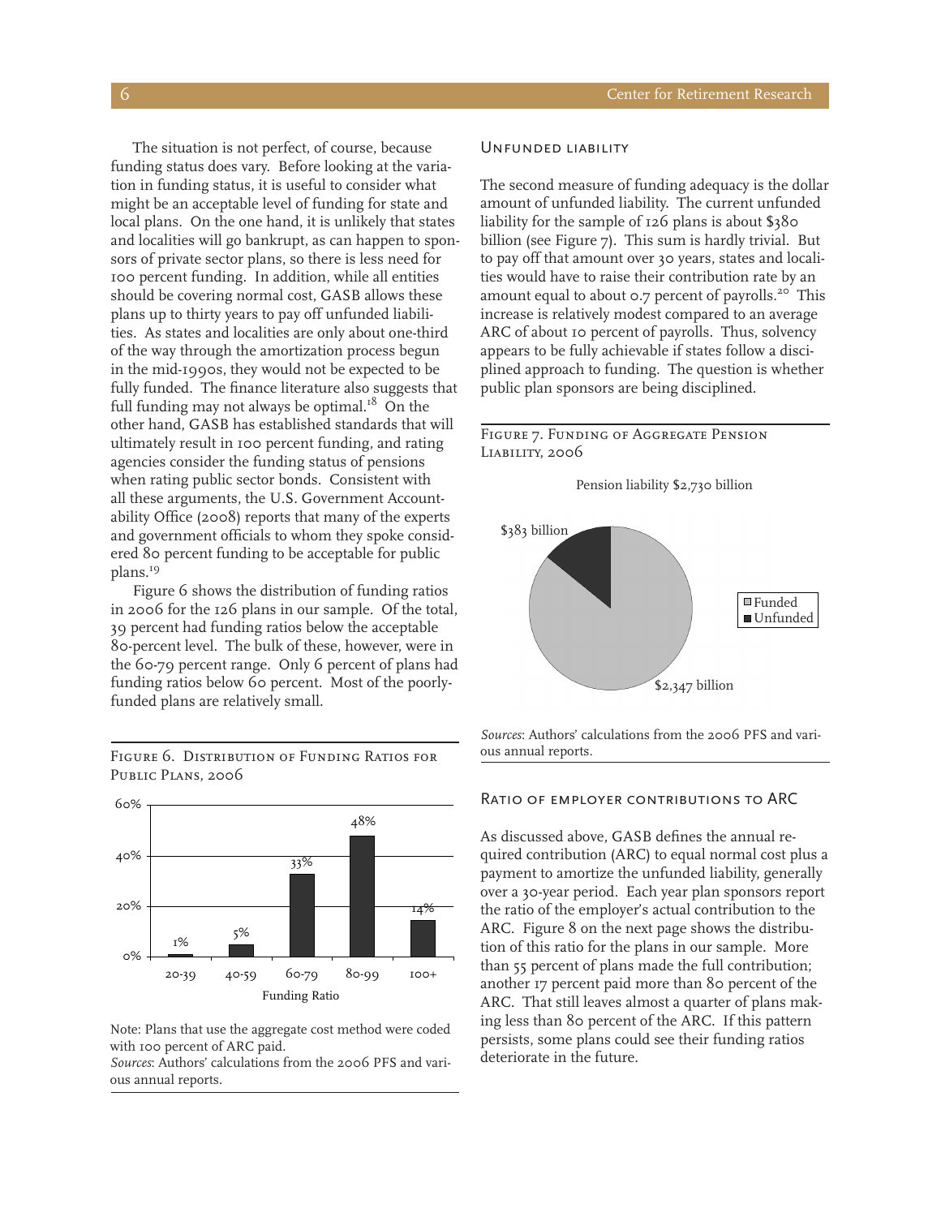The situation is not perfect, of course, because funding status does vary. Before looking at the variation in funding status, it is useful to consider what might be an acceptable level of funding for state and local plans. On the one hand, it is unlikely that states and localities will go bankrupt, as can happen to sponsors of private sector plans, so there is less need for 100 percent funding. In addition, while all entities should be covering normal cost, GASB allows these plans up to thirty years to pay off unfunded liabilities. As states and localities are only about one-third of the way through the amortization process begun in the mid-1990s, they would not be expected to be fully funded. The finance literature also suggests that full funding may not always be optimal.[18] On the other hand, GASB has established standards that will ultimately result in 100 percent funding, and rating agencies consider the funding status of pensions when rating public sector bonds. Consistent with all these arguments, the U.S. Government Accountability Office (2008) reports that many of the experts and government officials to whom they spoke considered 80 percent funding to be acceptable for public plans.[19]

Figure 6 shows the distribution of funding ratios in 2006 for the 126 plans in our sample. Of the total, 39 percent had funding ratios below the acceptable 80-percent level. The bulk of these, however, were in the 60-79 percent range. Only 6 percent of plans had funding ratios below 60 percent. Most of the poorly-funded plans are relatively small.

Figure 6. Distribution of Funding Ratios for Public Plans, 2006

| Funding Ratio | Percent |
|---|---|
| 20-39 | 1% |
| 40-59 | 5% |
| 60-79 | 33% |
| 80-99 | 48% |
| 100+ | 14% |

Note: Plans that use the aggregate cost method were coded with 100 percent of ARC paid.
*Sources*: Authors' calculations from the 2006 PFS and various annual reports.

### Unfunded liability

The second measure of funding adequacy is the dollar amount of unfunded liability. The current unfunded liability for the sample of 126 plans is about $380 billion (see Figure 7). This sum is hardly trivial. But to pay off that amount over 30 years, states and localities would have to raise their contribution rate by an amount equal to about 0.7 percent of payrolls.[20] This increase is relatively modest compared to an average ARC of about 10 percent of payrolls. Thus, solvency appears to be fully achievable if states follow a disciplined approach to funding. The question is whether public plan sponsors are being disciplined.

Figure 7. Funding of Aggregate Pension Liability, 2006

Pension liability $2,730 billion

| | Amount |
|---|---|
| Funded | $2,347 billion |
| Unfunded | $383 billion |

*Sources*: Authors' calculations from the 2006 PFS and various annual reports.

### Ratio of employer contributions to ARC

As discussed above, GASB defines the annual required contribution (ARC) to equal normal cost plus a payment to amortize the unfunded liability, generally over a 30-year period. Each year plan sponsors report the ratio of the employer's actual contribution to the ARC. Figure 8 on the next page shows the distribution of this ratio for the plans in our sample. More than 55 percent of plans made the full contribution; another 17 percent paid more than 80 percent of the ARC. That still leaves almost a quarter of plans making less than 80 percent of the ARC. If this pattern persists, some plans could see their funding ratios deteriorate in the future.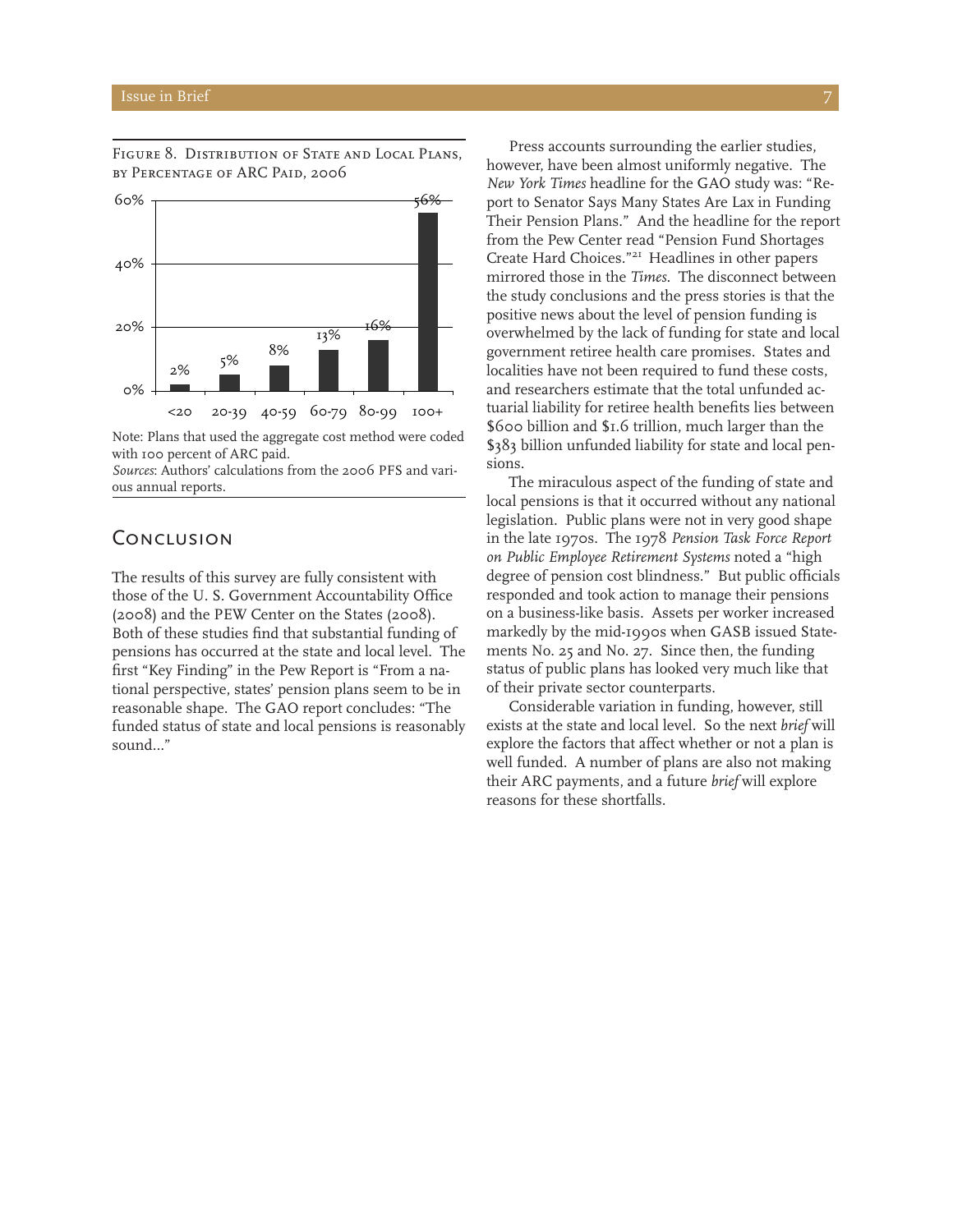Figure 8. Distribution of State and Local Plans, by Percentage of ARC Paid, 2006

| <20 | 20-39 | 40-59 | 60-79 | 80-99 | 100+ |
| --- | --- | --- | --- | --- | --- |
| 2% | 5% | 8% | 13% | 16% | 56% |

Note: Plans that used the aggregate cost method were coded with 100 percent of ARC paid.
*Sources*: Authors' calculations from the 2006 PFS and various annual reports.

## Conclusion

The results of this survey are fully consistent with those of the U. S. Government Accountability Office (2008) and the PEW Center on the States (2008). Both of these studies find that substantial funding of pensions has occurred at the state and local level. The first "Key Finding" in the Pew Report is "From a national perspective, states' pension plans seem to be in reasonable shape. The GAO report concludes: "The funded status of state and local pensions is reasonably sound..."

Press accounts surrounding the earlier studies, however, have been almost uniformly negative. The *New York Times* headline for the GAO study was: "Report to Senator Says Many States Are Lax in Funding Their Pension Plans." And the headline for the report from the Pew Center read "Pension Fund Shortages Create Hard Choices."[21] Headlines in other papers mirrored those in the *Times*. The disconnect between the study conclusions and the press stories is that the positive news about the level of pension funding is overwhelmed by the lack of funding for state and local government retiree health care promises. States and localities have not been required to fund these costs, and researchers estimate that the total unfunded actuarial liability for retiree health benefits lies between $600 billion and $1.6 trillion, much larger than the $383 billion unfunded liability for state and local pensions.

The miraculous aspect of the funding of state and local pensions is that it occurred without any national legislation. Public plans were not in very good shape in the late 1970s. The 1978 *Pension Task Force Report on Public Employee Retirement Systems* noted a "high degree of pension cost blindness." But public officials responded and took action to manage their pensions on a business-like basis. Assets per worker increased markedly by the mid-1990s when GASB issued Statements No. 25 and No. 27. Since then, the funding status of public plans has looked very much like that of their private sector counterparts.

Considerable variation in funding, however, still exists at the state and local level. So the next *brief* will explore the factors that affect whether or not a plan is well funded. A number of plans are also not making their ARC payments, and a future *brief* will explore reasons for these shortfalls.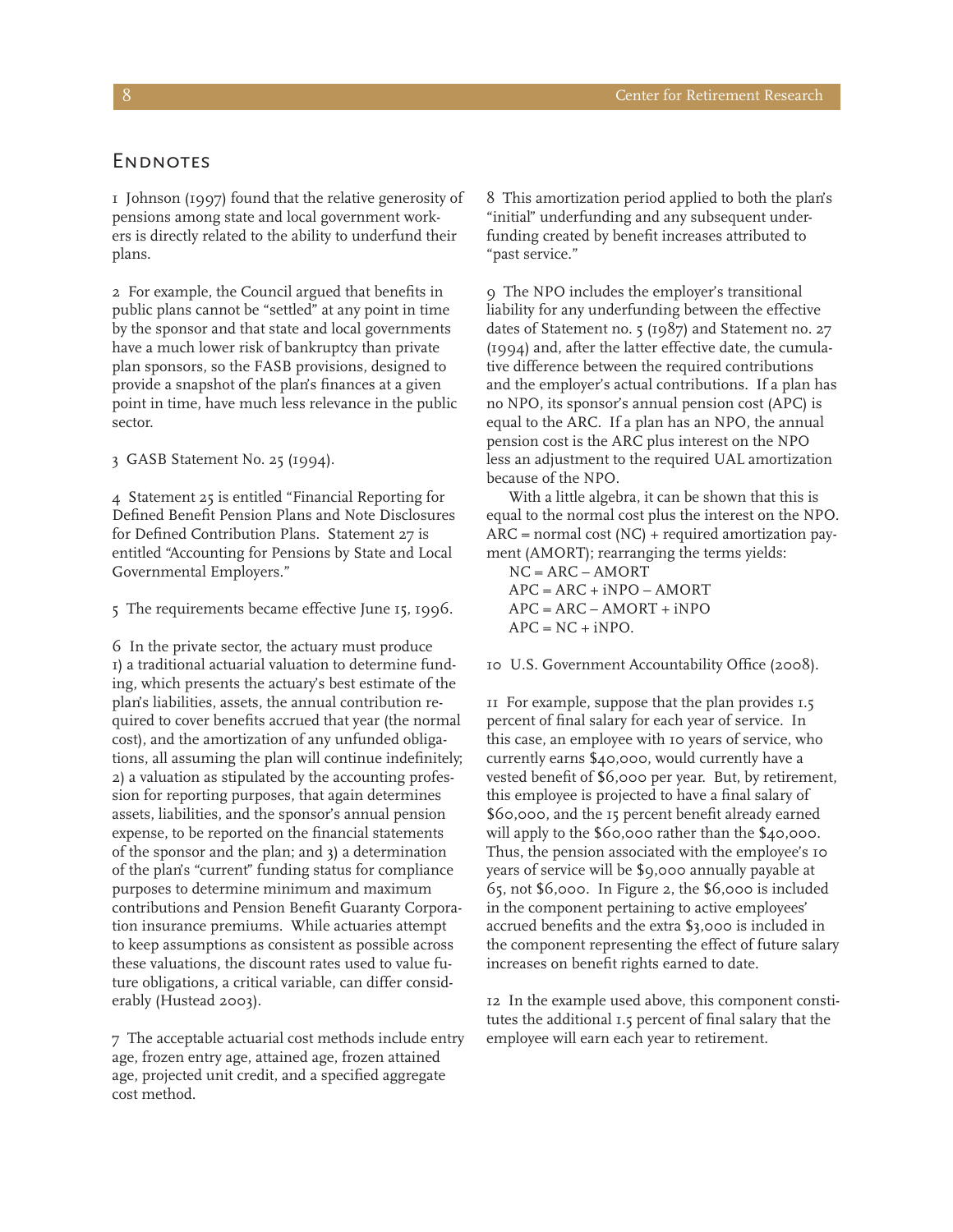## Endnotes

1 Johnson (1997) found that the relative generosity of pensions among state and local government workers is directly related to the ability to underfund their plans.

2 For example, the Council argued that benefits in public plans cannot be "settled" at any point in time by the sponsor and that state and local governments have a much lower risk of bankruptcy than private plan sponsors, so the FASB provisions, designed to provide a snapshot of the plan's finances at a given point in time, have much less relevance in the public sector.

3 GASB Statement No. 25 (1994).

4 Statement 25 is entitled "Financial Reporting for Defined Benefit Pension Plans and Note Disclosures for Defined Contribution Plans. Statement 27 is entitled "Accounting for Pensions by State and Local Governmental Employers."

5 The requirements became effective June 15, 1996.

6 In the private sector, the actuary must produce 1) a traditional actuarial valuation to determine funding, which presents the actuary's best estimate of the plan's liabilities, assets, the annual contribution required to cover benefits accrued that year (the normal cost), and the amortization of any unfunded obligations, all assuming the plan will continue indefinitely; 2) a valuation as stipulated by the accounting profession for reporting purposes, that again determines assets, liabilities, and the sponsor's annual pension expense, to be reported on the financial statements of the sponsor and the plan; and 3) a determination of the plan's "current" funding status for compliance purposes to determine minimum and maximum contributions and Pension Benefit Guaranty Corporation insurance premiums. While actuaries attempt to keep assumptions as consistent as possible across these valuations, the discount rates used to value future obligations, a critical variable, can differ considerably (Hustead 2003).

7 The acceptable actuarial cost methods include entry age, frozen entry age, attained age, frozen attained age, projected unit credit, and a specified aggregate cost method.

8 This amortization period applied to both the plan's "initial" underfunding and any subsequent underfunding created by benefit increases attributed to "past service."

9 The NPO includes the employer's transitional liability for any underfunding between the effective dates of Statement no. 5 (1987) and Statement no. 27 (1994) and, after the latter effective date, the cumulative difference between the required contributions and the employer's actual contributions. If a plan has no NPO, its sponsor's annual pension cost (APC) is equal to the ARC. If a plan has an NPO, the annual pension cost is the ARC plus interest on the NPO less an adjustment to the required UAL amortization because of the NPO.

With a little algebra, it can be shown that this is equal to the normal cost plus the interest on the NPO. ARC = normal cost (NC) + required amortization payment (AMORT); rearranging the terms yields:

$NC = ARC - AMORT$
$APC = ARC + iNPO - AMORT$
$APC = ARC - AMORT + iNPO$
$APC = NC + iNPO.$

10 U.S. Government Accountability Office (2008).

11 For example, suppose that the plan provides 1.5 percent of final salary for each year of service. In this case, an employee with 10 years of service, who currently earns $40,000, would currently have a vested benefit of $6,000 per year. But, by retirement, this employee is projected to have a final salary of $60,000, and the 15 percent benefit already earned will apply to the $60,000 rather than the $40,000. Thus, the pension associated with the employee's 10 years of service will be $9,000 annually payable at 65, not $6,000. In Figure 2, the $6,000 is included in the component pertaining to active employees' accrued benefits and the extra $3,000 is included in the component representing the effect of future salary increases on benefit rights earned to date.

12 In the example used above, this component constitutes the additional 1.5 percent of final salary that the employee will earn each year to retirement.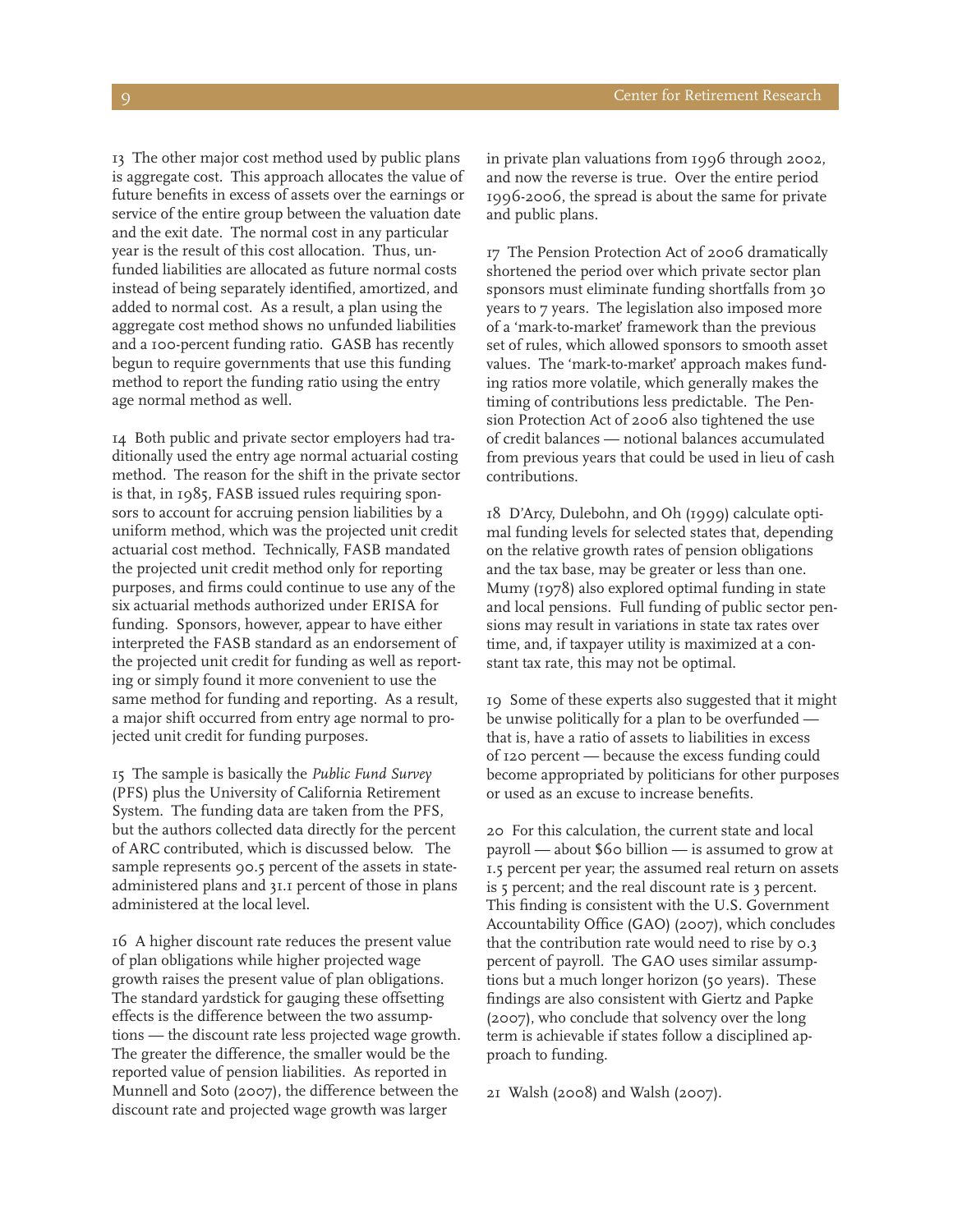13 The other major cost method used by public plans is aggregate cost. This approach allocates the value of future benefits in excess of assets over the earnings or service of the entire group between the valuation date and the exit date. The normal cost in any particular year is the result of this cost allocation. Thus, unfunded liabilities are allocated as future normal costs instead of being separately identified, amortized, and added to normal cost. As a result, a plan using the aggregate cost method shows no unfunded liabilities and a 100-percent funding ratio. GASB has recently begun to require governments that use this funding method to report the funding ratio using the entry age normal method as well.

14 Both public and private sector employers had traditionally used the entry age normal actuarial costing method. The reason for the shift in the private sector is that, in 1985, FASB issued rules requiring sponsors to account for accruing pension liabilities by a uniform method, which was the projected unit credit actuarial cost method. Technically, FASB mandated the projected unit credit method only for reporting purposes, and firms could continue to use any of the six actuarial methods authorized under ERISA for funding. Sponsors, however, appear to have either interpreted the FASB standard as an endorsement of the projected unit credit for funding as well as reporting or simply found it more convenient to use the same method for funding and reporting. As a result, a major shift occurred from entry age normal to projected unit credit for funding purposes.

15 The sample is basically the *Public Fund Survey* (PFS) plus the University of California Retirement System. The funding data are taken from the PFS, but the authors collected data directly for the percent of ARC contributed, which is discussed below. The sample represents 90.5 percent of the assets in state-administered plans and 31.1 percent of those in plans administered at the local level.

16 A higher discount rate reduces the present value of plan obligations while higher projected wage growth raises the present value of plan obligations. The standard yardstick for gauging these offsetting effects is the difference between the two assumptions — the discount rate less projected wage growth. The greater the difference, the smaller would be the reported value of pension liabilities. As reported in Munnell and Soto (2007), the difference between the discount rate and projected wage growth was larger in private plan valuations from 1996 through 2002, and now the reverse is true. Over the entire period 1996-2006, the spread is about the same for private and public plans.

17 The Pension Protection Act of 2006 dramatically shortened the period over which private sector plan sponsors must eliminate funding shortfalls from 30 years to 7 years. The legislation also imposed more of a 'mark-to-market' framework than the previous set of rules, which allowed sponsors to smooth asset values. The 'mark-to-market' approach makes funding ratios more volatile, which generally makes the timing of contributions less predictable. The Pension Protection Act of 2006 also tightened the use of credit balances — notional balances accumulated from previous years that could be used in lieu of cash contributions.

18 D'Arcy, Dulebohn, and Oh (1999) calculate optimal funding levels for selected states that, depending on the relative growth rates of pension obligations and the tax base, may be greater or less than one. Mumy (1978) also explored optimal funding in state and local pensions. Full funding of public sector pensions may result in variations in state tax rates over time, and, if taxpayer utility is maximized at a constant tax rate, this may not be optimal.

19 Some of these experts also suggested that it might be unwise politically for a plan to be overfunded — that is, have a ratio of assets to liabilities in excess of 120 percent — because the excess funding could become appropriated by politicians for other purposes or used as an excuse to increase benefits.

20 For this calculation, the current state and local payroll — about $60 billion — is assumed to grow at 1.5 percent per year; the assumed real return on assets is 5 percent; and the real discount rate is 3 percent. This finding is consistent with the U.S. Government Accountability Office (GAO) (2007), which concludes that the contribution rate would need to rise by 0.3 percent of payroll. The GAO uses similar assumptions but a much longer horizon (50 years). These findings are also consistent with Giertz and Papke (2007), who conclude that solvency over the long term is achievable if states follow a disciplined approach to funding.

21 Walsh (2008) and Walsh (2007).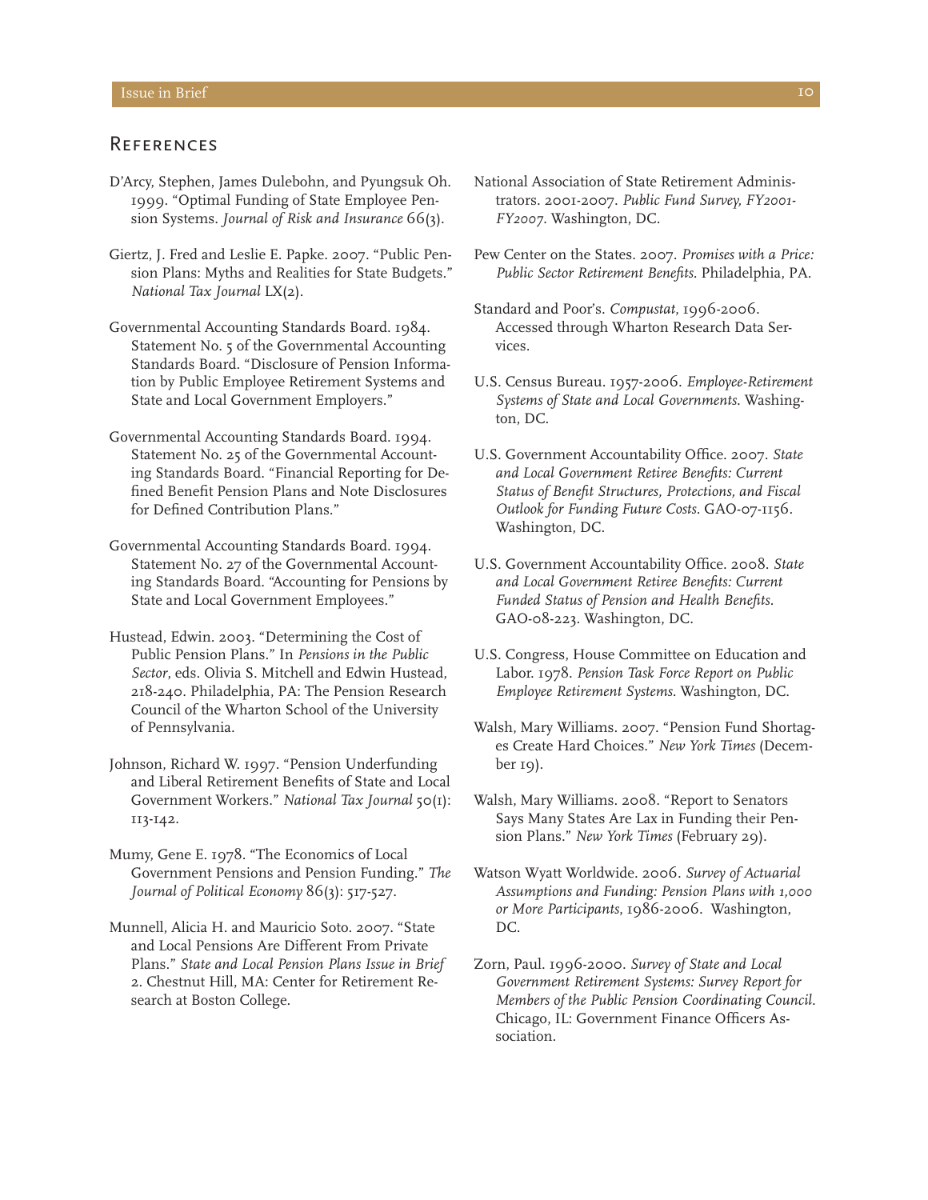## References

D'Arcy, Stephen, James Dulebohn, and Pyungsuk Oh. 1999. "Optimal Funding of State Employee Pension Systems. *Journal of Risk and Insurance* 66(3).

Giertz, J. Fred and Leslie E. Papke. 2007. "Public Pension Plans: Myths and Realities for State Budgets." *National Tax Journal* LX(2).

Governmental Accounting Standards Board. 1984. Statement No. 5 of the Governmental Accounting Standards Board. "Disclosure of Pension Information by Public Employee Retirement Systems and State and Local Government Employers."

Governmental Accounting Standards Board. 1994. Statement No. 25 of the Governmental Accounting Standards Board. "Financial Reporting for Defined Benefit Pension Plans and Note Disclosures for Defined Contribution Plans."

Governmental Accounting Standards Board. 1994. Statement No. 27 of the Governmental Accounting Standards Board. "Accounting for Pensions by State and Local Government Employees."

Hustead, Edwin. 2003. "Determining the Cost of Public Pension Plans." In *Pensions in the Public Sector*, eds. Olivia S. Mitchell and Edwin Hustead, 218-240. Philadelphia, PA: The Pension Research Council of the Wharton School of the University of Pennsylvania.

Johnson, Richard W. 1997. "Pension Underfunding and Liberal Retirement Benefits of State and Local Government Workers." *National Tax Journal* 50(1): 113-142.

Mumy, Gene E. 1978. "The Economics of Local Government Pensions and Pension Funding." *The Journal of Political Economy* 86(3): 517-527.

Munnell, Alicia H. and Mauricio Soto. 2007. "State and Local Pensions Are Different From Private Plans." *State and Local Pension Plans Issue in Brief* 2. Chestnut Hill, MA: Center for Retirement Research at Boston College.

National Association of State Retirement Administrators. 2001-2007. *Public Fund Survey, FY2001-FY2007*. Washington, DC.

Pew Center on the States. 2007. *Promises with a Price: Public Sector Retirement Benefits*. Philadelphia, PA.

Standard and Poor's. *Compustat*, 1996-2006. Accessed through Wharton Research Data Services.

U.S. Census Bureau. 1957-2006. *Employee-Retirement Systems of State and Local Governments*. Washington, DC.

U.S. Government Accountability Office. 2007. *State and Local Government Retiree Benefits: Current Status of Benefit Structures, Protections, and Fiscal Outlook for Funding Future Costs*. GAO-07-1156. Washington, DC.

U.S. Government Accountability Office. 2008. *State and Local Government Retiree Benefits: Current Funded Status of Pension and Health Benefits*. GAO-08-223. Washington, DC.

U.S. Congress, House Committee on Education and Labor. 1978. *Pension Task Force Report on Public Employee Retirement Systems*. Washington, DC.

Walsh, Mary Williams. 2007. "Pension Fund Shortages Create Hard Choices." *New York Times* (December 19).

Walsh, Mary Williams. 2008. "Report to Senators Says Many States Are Lax in Funding their Pension Plans." *New York Times* (February 29).

Watson Wyatt Worldwide. 2006. *Survey of Actuarial Assumptions and Funding: Pension Plans with 1,000 or More Participants*, 1986-2006. Washington, DC.

Zorn, Paul. 1996-2000. *Survey of State and Local Government Retirement Systems: Survey Report for Members of the Public Pension Coordinating Council*. Chicago, IL: Government Finance Officers Association.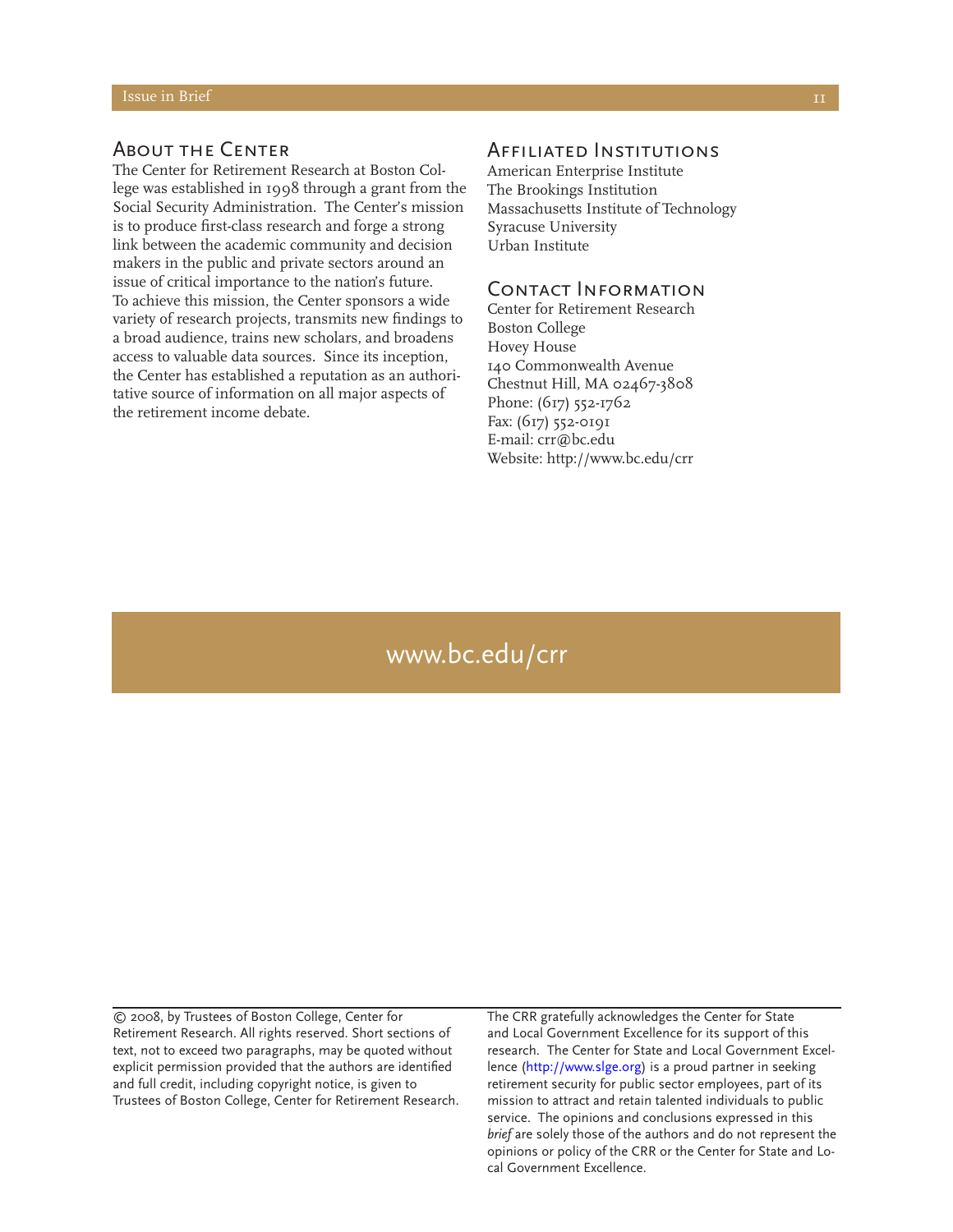## About the Center

The Center for Retirement Research at Boston College was established in 1998 through a grant from the Social Security Administration. The Center's mission is to produce first-class research and forge a strong link between the academic community and decision makers in the public and private sectors around an issue of critical importance to the nation's future. To achieve this mission, the Center sponsors a wide variety of research projects, transmits new findings to a broad audience, trains new scholars, and broadens access to valuable data sources. Since its inception, the Center has established a reputation as an authoritative source of information on all major aspects of the retirement income debate.

## Affiliated Institutions

American Enterprise Institute
The Brookings Institution
Massachusetts Institute of Technology
Syracuse University
Urban Institute

## Contact Information

Center for Retirement Research
Boston College
Hovey House
140 Commonwealth Avenue
Chestnut Hill, MA 02467-3808
Phone: (617) 552-1762
Fax: (617) 552-0191
E-mail: crr@bc.edu
Website: http://www.bc.edu/crr

www.bc.edu/crr

© 2008, by Trustees of Boston College, Center for Retirement Research. All rights reserved. Short sections of text, not to exceed two paragraphs, may be quoted without explicit permission provided that the authors are identified and full credit, including copyright notice, is given to Trustees of Boston College, Center for Retirement Research.

The CRR gratefully acknowledges the Center for State and Local Government Excellence for its support of this research. The Center for State and Local Government Excellence (http://www.slge.org) is a proud partner in seeking retirement security for public sector employees, part of its mission to attract and retain talented individuals to public service. The opinions and conclusions expressed in this *brief* are solely those of the authors and do not represent the opinions or policy of the CRR or the Center for State and Local Government Excellence.